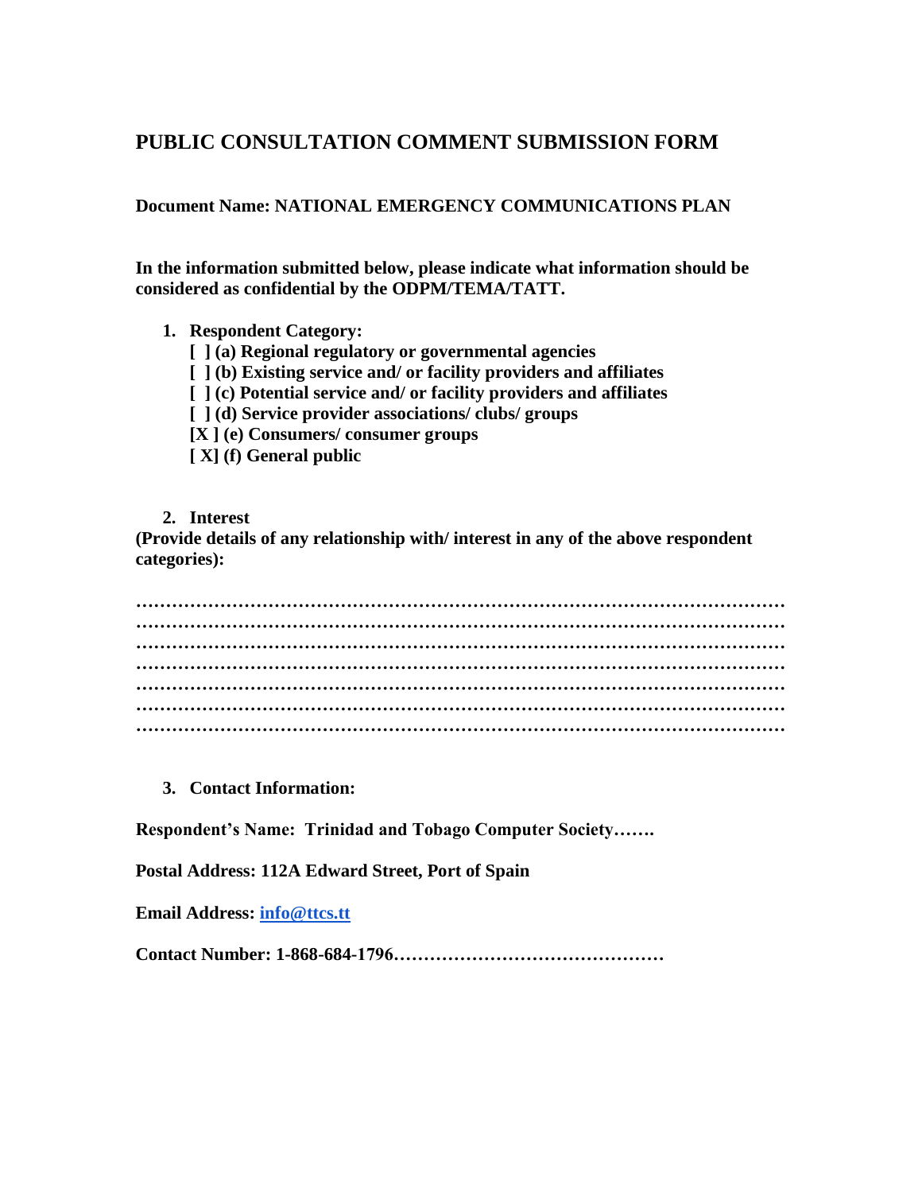## PUBLIC CONSULTATION COMMENT SUBMISSION FORM

**Document Name: NATIONAL EMERGENCY COMMUNICATIONS PLAN**

**In the information submitted below, please indicate what information should be considered as confidential by the ODPM/TEMA/TATT.**

1. **Respondent Category:**
   **[ ] (a) Regional regulatory or governmental agencies**
   **[ ] (b) Existing service and/ or facility providers and affiliates**
   **[ ] (c) Potential service and/ or facility providers and affiliates**
   **[ ] (d) Service provider associations/ clubs/ groups**
   **[X ] (e) Consumers/ consumer groups**
   **[ X] (f) General public**

2. **Interest**

**(Provide details of any relationship with/ interest in any of the above respondent categories):**

…………………………………………………………………………………………………
…………………………………………………………………………………………………
…………………………………………………………………………………………………
…………………………………………………………………………………………………
…………………………………………………………………………………………………
…………………………………………………………………………………………………
…………………………………………………………………………………………………

3. **Contact Information:**

**Respondent's Name: Trinidad and Tobago Computer Society…….**

**Postal Address: 112A Edward Street, Port of Spain**

**Email Address: info@ttcs.tt**

**Contact Number: 1-868-684-1796………………………………………**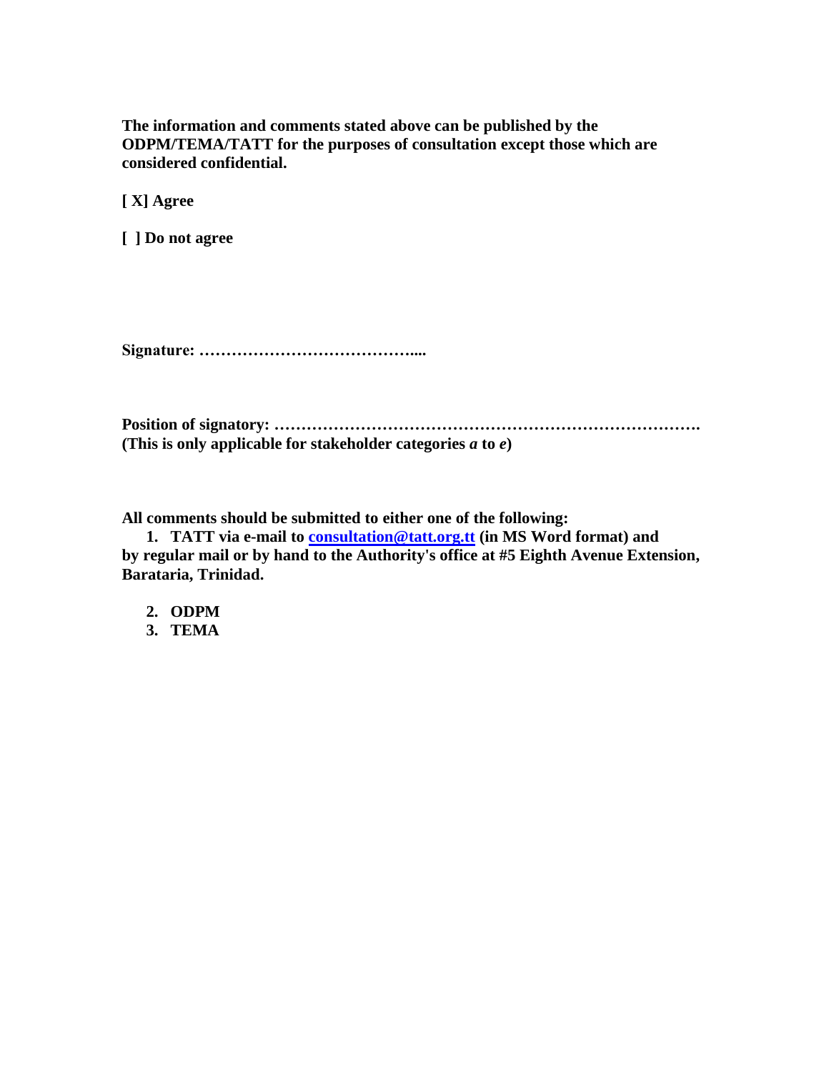**The information and comments stated above can be published by the ODPM/TEMA/TATT for the purposes of consultation except those which are considered confidential.**

**[ X] Agree**

**[ ] Do not agree**

**Signature: …………………………………....**

**Position of signatory: …………………………………………………………………….**
**(This is only applicable for stakeholder categories *a* to *e*)**

**All comments should be submitted to either one of the following:**

1. **TATT via e-mail to consultation@tatt.org.tt (in MS Word format) and by regular mail or by hand to the Authority's office at #5 Eighth Avenue Extension, Barataria, Trinidad.**
2. **ODPM**
3. **TEMA**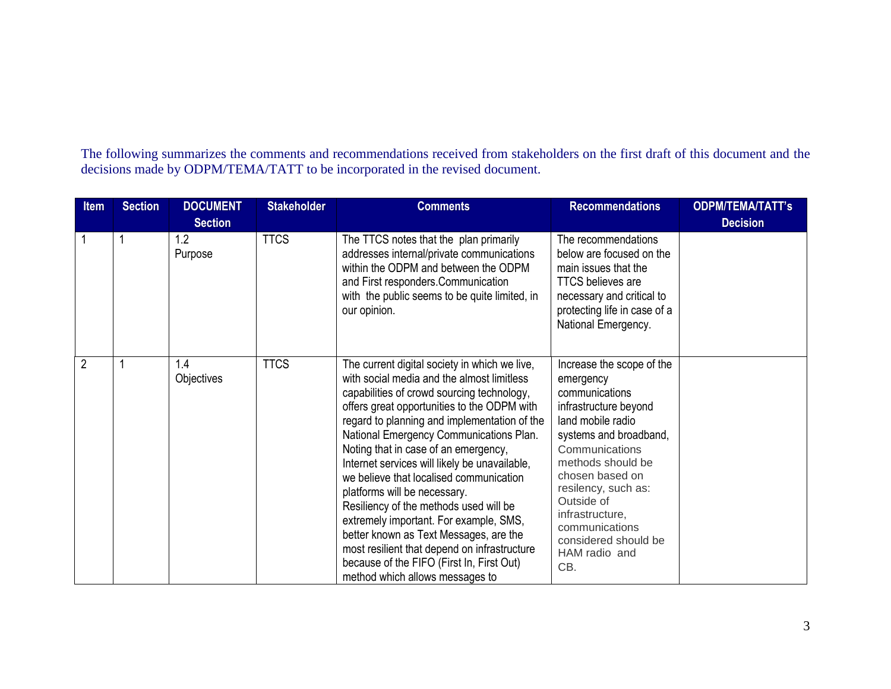The following summarizes the comments and recommendations received from stakeholders on the first draft of this document and the decisions made by ODPM/TEMA/TATT to be incorporated in the revised document.

| Item | Section | DOCUMENT Section | Stakeholder | Comments | Recommendations | ODPM/TEMA/TATT's Decision |
|---|---|---|---|---|---|---|
| 1 | 1 | 1.2 Purpose | TTCS | The TTCS notes that the plan primarily addresses internal/private communications within the ODPM and between the ODPM and First responders.Communication with the public seems to be quite limited, in our opinion. | The recommendations below are focused on the main issues that the TTCS believes are necessary and critical to protecting life in case of a National Emergency. | |
| 2 | 1 | 1.4 Objectives | TTCS | The current digital society in which we live, with social media and the almost limitless capabilities of crowd sourcing technology, offers great opportunities to the ODPM with regard to planning and implementation of the National Emergency Communications Plan. Noting that in case of an emergency, Internet services will likely be unavailable, we believe that localised communication platforms will be necessary. Resiliency of the methods used will be extremely important. For example, SMS, better known as Text Messages, are the most resilient that depend on infrastructure because of the FIFO (First In, First Out) method which allows messages to | Increase the scope of the emergency communications infrastructure beyond land mobile radio systems and broadband, Communications methods should be chosen based on resilency, such as: Outside of infrastructure, communications considered should be HAM radio and CB. | |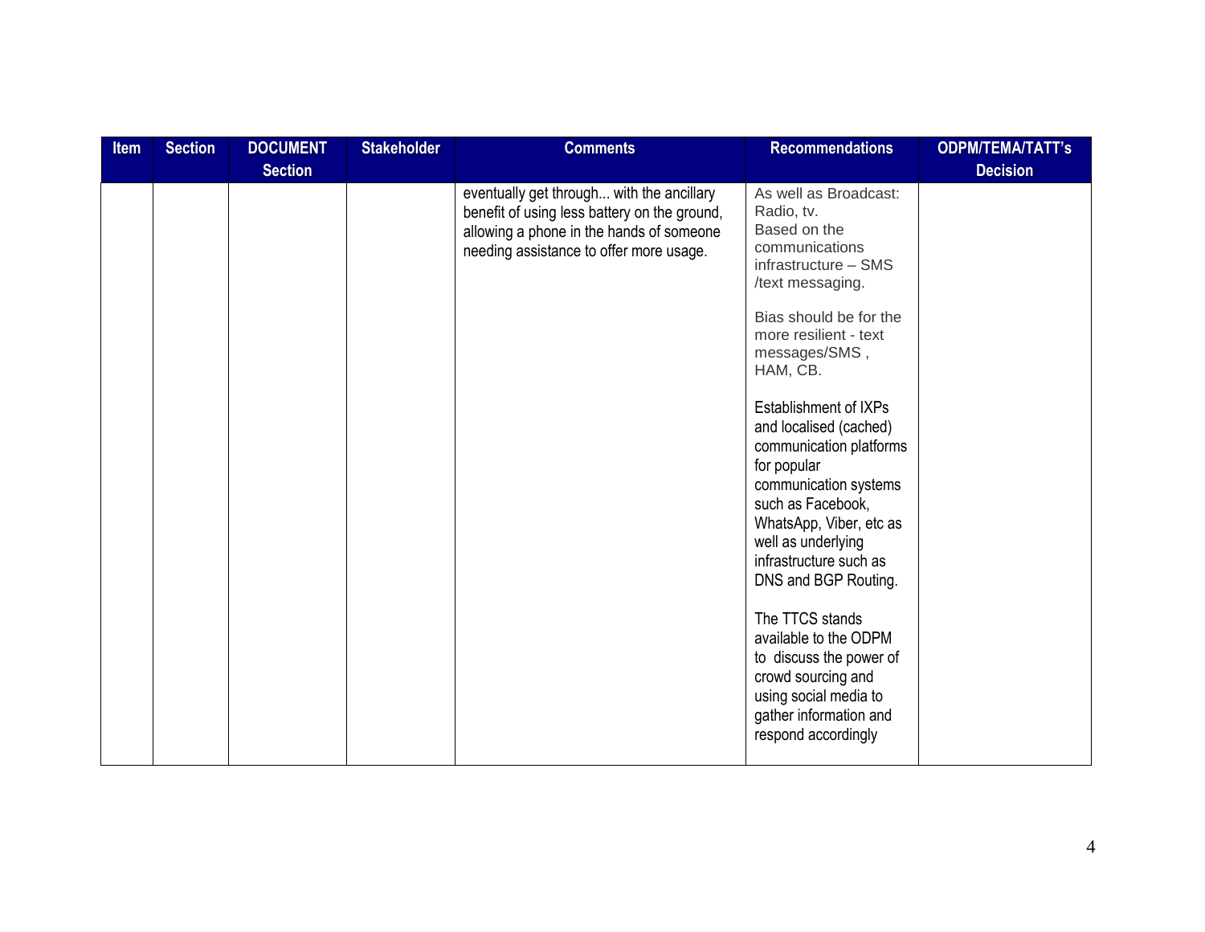| Item | Section | DOCUMENT Section | Stakeholder | Comments | Recommendations | ODPM/TEMA/TATT's Decision |
|---|---|---|---|---|---|---|
| | | | | eventually get through... with the ancillary benefit of using less battery on the ground, allowing a phone in the hands of someone needing assistance to offer more usage. | As well as Broadcast: Radio, tv.<br>Based on the communications infrastructure – SMS /text messaging.<br><br>Bias should be for the more resilient - text messages/SMS , HAM, CB.<br><br>Establishment of IXPs and localised (cached) communication platforms for popular communication systems such as Facebook, WhatsApp, Viber, etc as well as underlying infrastructure such as DNS and BGP Routing.<br><br>The TTCS stands available to the ODPM to discuss the power of crowd sourcing and using social media to gather information and respond accordingly | |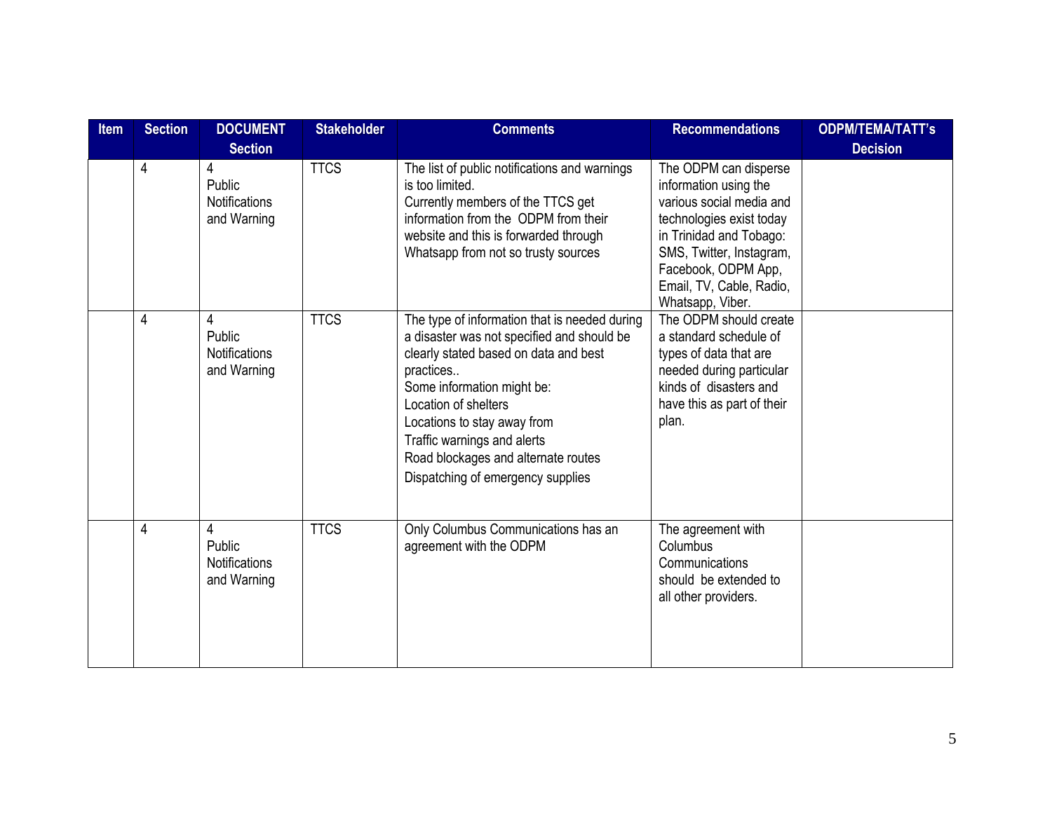| Item | Section | DOCUMENT Section | Stakeholder | Comments | Recommendations | ODPM/TEMA/TATT's Decision |
|---|---|---|---|---|---|---|
| | 4 | 4 Public Notifications and Warning | TTCS | The list of public notifications and warnings is too limited.<br>Currently members of the TTCS get information from the ODPM from their website and this is forwarded through Whatsapp from not so trusty sources | The ODPM can disperse information using the various social media and technologies exist today in Trinidad and Tobago: SMS, Twitter, Instagram, Facebook, ODPM App, Email, TV, Cable, Radio, Whatsapp, Viber. | |
| | 4 | 4 Public Notifications and Warning | TTCS | The type of information that is needed during a disaster was not specified and should be clearly stated based on data and best practices..<br>Some information might be:<br>Location of shelters<br>Locations to stay away from<br>Traffic warnings and alerts<br>Road blockages and alternate routes<br>Dispatching of emergency supplies | The ODPM should create a standard schedule of types of data that are needed during particular kinds of disasters and have this as part of their plan. | |
| | 4 | 4 Public Notifications and Warning | TTCS | Only Columbus Communications has an agreement with the ODPM | The agreement with Columbus Communications should be extended to all other providers. | |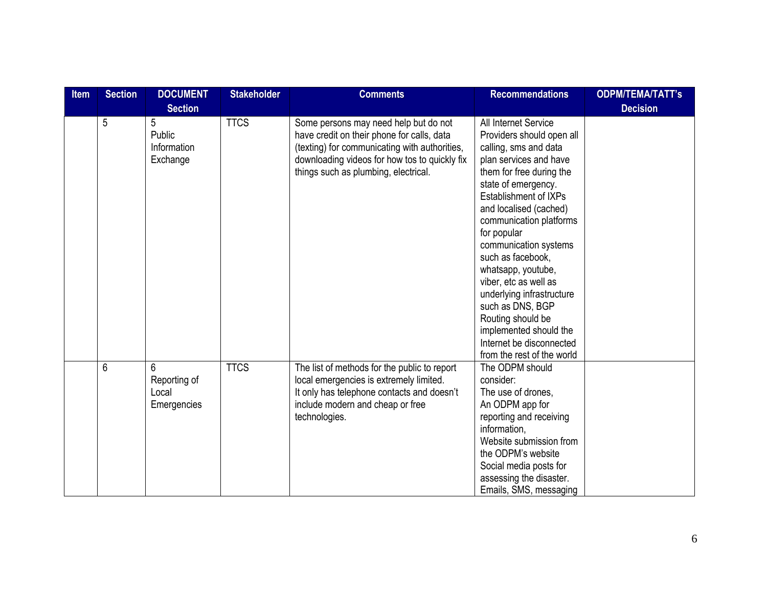| Item | Section | DOCUMENT Section | Stakeholder | Comments | Recommendations | ODPM/TEMA/TATT's Decision |
|---|---|---|---|---|---|---|
| | 5 | 5 Public Information Exchange | TTCS | Some persons may need help but do not have credit on their phone for calls, data (texting) for communicating with authorities, downloading videos for how tos to quickly fix things such as plumbing, electrical. | All Internet Service Providers should open all calling, sms and data plan services and have them for free during the state of emergency. Establishment of IXPs and localised (cached) communication platforms for popular communication systems such as facebook, whatsapp, youtube, viber, etc as well as underlying infrastructure such as DNS, BGP Routing should be implemented should the Internet be disconnected from the rest of the world | |
| | 6 | 6 Reporting of Local Emergencies | TTCS | The list of methods for the public to report local emergencies is extremely limited. It only has telephone contacts and doesn't include modern and cheap or free technologies. | The ODPM should consider: The use of drones, An ODPM app for reporting and receiving information, Website submission from the ODPM's website Social media posts for assessing the disaster. Emails, SMS, messaging | |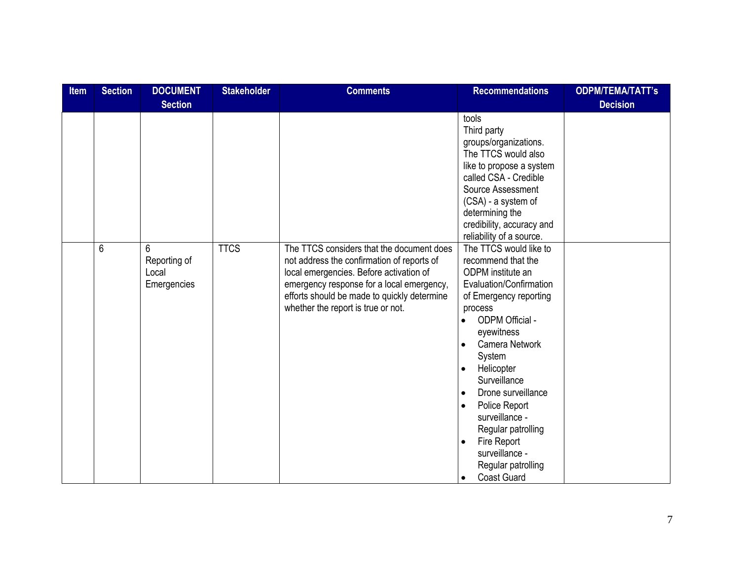| Item | Section | DOCUMENT Section | Stakeholder | Comments | Recommendations | ODPM/TEMA/TATT's Decision |
|---|---|---|---|---|---|---|
| | | | | | tools<br>Third party groups/organizations.<br>The TTCS would also like to propose a system called CSA - Credible Source Assessment (CSA) - a system of determining the credibility, accuracy and reliability of a source. | |
| | 6 | 6<br>Reporting of Local Emergencies | TTCS | The TTCS considers that the document does not address the confirmation of reports of local emergencies. Before activation of emergency response for a local emergency, efforts should be made to quickly determine whether the report is true or not. | The TTCS would like to recommend that the ODPM institute an Evaluation/Confirmation of Emergency reporting process<br>• ODPM Official - eyewitness<br>• Camera Network System<br>• Helicopter Surveillance<br>• Drone surveillance<br>• Police Report surveillance - Regular patrolling<br>• Fire Report surveillance - Regular patrolling<br>• Coast Guard | |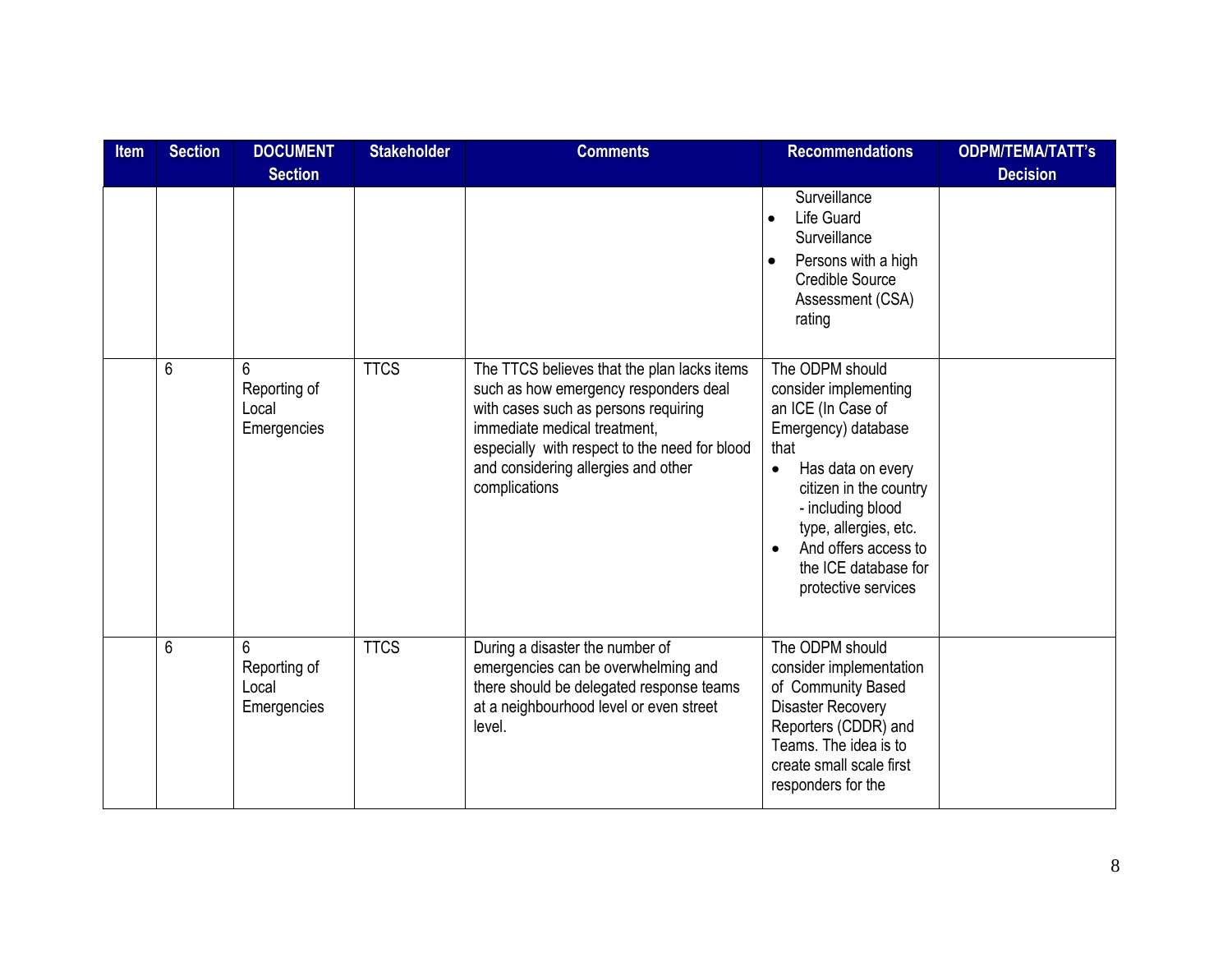| Item | Section | DOCUMENT Section | Stakeholder | Comments | Recommendations | ODPM/TEMA/TATT's Decision |
|---|---|---|---|---|---|---|
| | | | | | Surveillance<br>• Life Guard Surveillance<br>• Persons with a high Credible Source Assessment (CSA) rating | |
| | 6 | 6 Reporting of Local Emergencies | TTCS | The TTCS believes that the plan lacks items such as how emergency responders deal with cases such as persons requiring immediate medical treatment, especially with respect to the need for blood and considering allergies and other complications | The ODPM should consider implementing an ICE (In Case of Emergency) database that<br>• Has data on every citizen in the country - including blood type, allergies, etc.<br>• And offers access to the ICE database for protective services | |
| | 6 | 6 Reporting of Local Emergencies | TTCS | During a disaster the number of emergencies can be overwhelming and there should be delegated response teams at a neighbourhood level or even street level. | The ODPM should consider implementation of Community Based Disaster Recovery Reporters (CDDR) and Teams. The idea is to create small scale first responders for the | |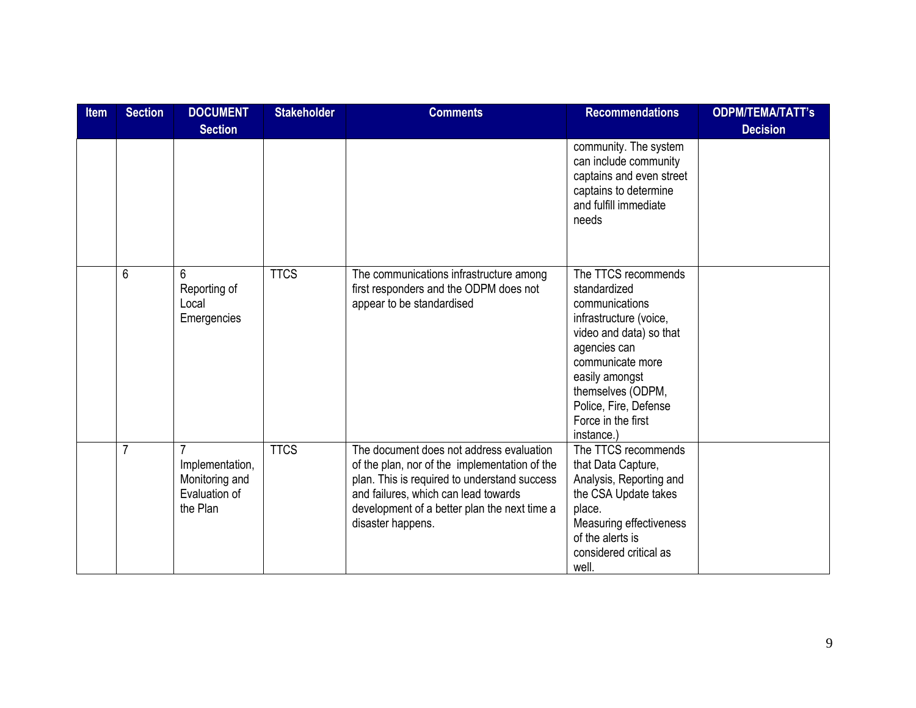| Item | Section | DOCUMENT Section | Stakeholder | Comments | Recommendations | ODPM/TEMA/TATT's Decision |
|---|---|---|---|---|---|---|
| | | | | | community. The system can include community captains and even street captains to determine and fulfill immediate needs | |
| | 6 | 6 Reporting of Local Emergencies | TTCS | The communications infrastructure among first responders and the ODPM does not appear to be standardised | The TTCS recommends standardized communications infrastructure (voice, video and data) so that agencies can communicate more easily amongst themselves (ODPM, Police, Fire, Defense Force in the first instance.) | |
| | 7 | 7 Implementation, Monitoring and Evaluation of the Plan | TTCS | The document does not address evaluation of the plan, nor of the implementation of the plan. This is required to understand success and failures, which can lead towards development of a better plan the next time a disaster happens. | The TTCS recommends that Data Capture, Analysis, Reporting and the CSA Update takes place. Measuring effectiveness of the alerts is considered critical as well. | |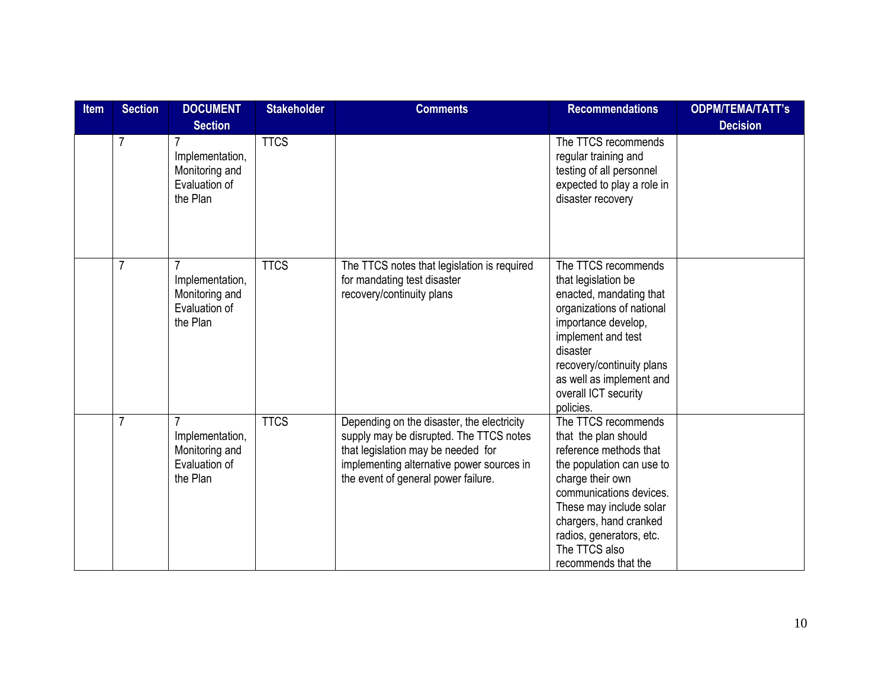| Item | Section | DOCUMENT Section | Stakeholder | Comments | Recommendations | ODPM/TEMA/TATT's Decision |
|---|---|---|---|---|---|---|
| | 7 | 7 Implementation, Monitoring and Evaluation of the Plan | TTCS | | The TTCS recommends regular training and testing of all personnel expected to play a role in disaster recovery | |
| | 7 | 7 Implementation, Monitoring and Evaluation of the Plan | TTCS | The TTCS notes that legislation is required for mandating test disaster recovery/continuity plans | The TTCS recommends that legislation be enacted, mandating that organizations of national importance develop, implement and test disaster recovery/continuity plans as well as implement and overall ICT security policies. | |
| | 7 | 7 Implementation, Monitoring and Evaluation of the Plan | TTCS | Depending on the disaster, the electricity supply may be disrupted. The TTCS notes that legislation may be needed for implementing alternative power sources in the event of general power failure. | The TTCS recommends that the plan should reference methods that the population can use to charge their own communications devices. These may include solar chargers, hand cranked radios, generators, etc. The TTCS also recommends that the | |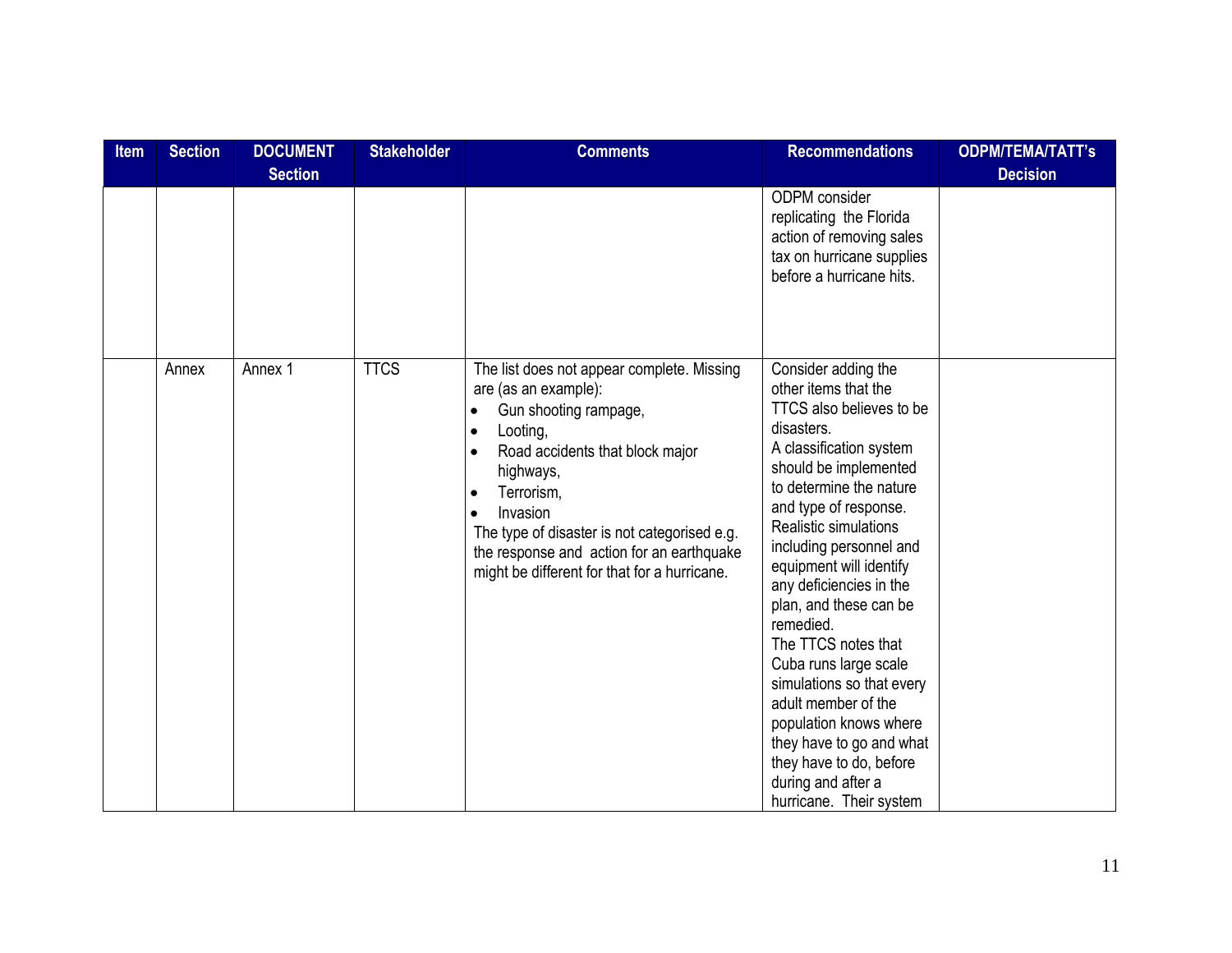| Item | Section | DOCUMENT Section | Stakeholder | Comments | Recommendations | ODPM/TEMA/TATT's Decision |
|---|---|---|---|---|---|---|
| | | | | | ODPM consider replicating the Florida action of removing sales tax on hurricane supplies before a hurricane hits. | |
| | Annex | Annex 1 | TTCS | The list does not appear complete. Missing are (as an example):<br>• Gun shooting rampage,<br>• Looting,<br>• Road accidents that block major highways,<br>• Terrorism,<br>• Invasion<br>The type of disaster is not categorised e.g. the response and action for an earthquake might be different for that for a hurricane. | Consider adding the other items that the TTCS also believes to be disasters.<br>A classification system should be implemented to determine the nature and type of response.<br>Realistic simulations including personnel and equipment will identify any deficiencies in the plan, and these can be remedied.<br>The TTCS notes that Cuba runs large scale simulations so that every adult member of the population knows where they have to go and what they have to do, before during and after a hurricane. Their system | |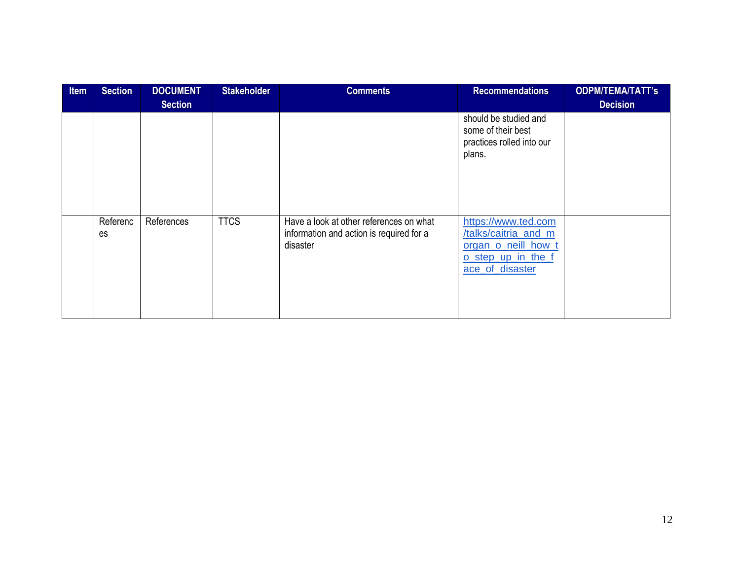| Item | Section | DOCUMENT Section | Stakeholder | Comments | Recommendations | ODPM/TEMA/TATT's Decision |
|---|---|---|---|---|---|---|
| | | | | | should be studied and some of their best practices rolled into our plans. | |
| | References | References | TTCS | Have a look at other references on what information and action is required for a disaster | https://www.ted.com/talks/caitria_and_morgan_o_neill_how_to_step_up_in_the_face_of_disaster | |